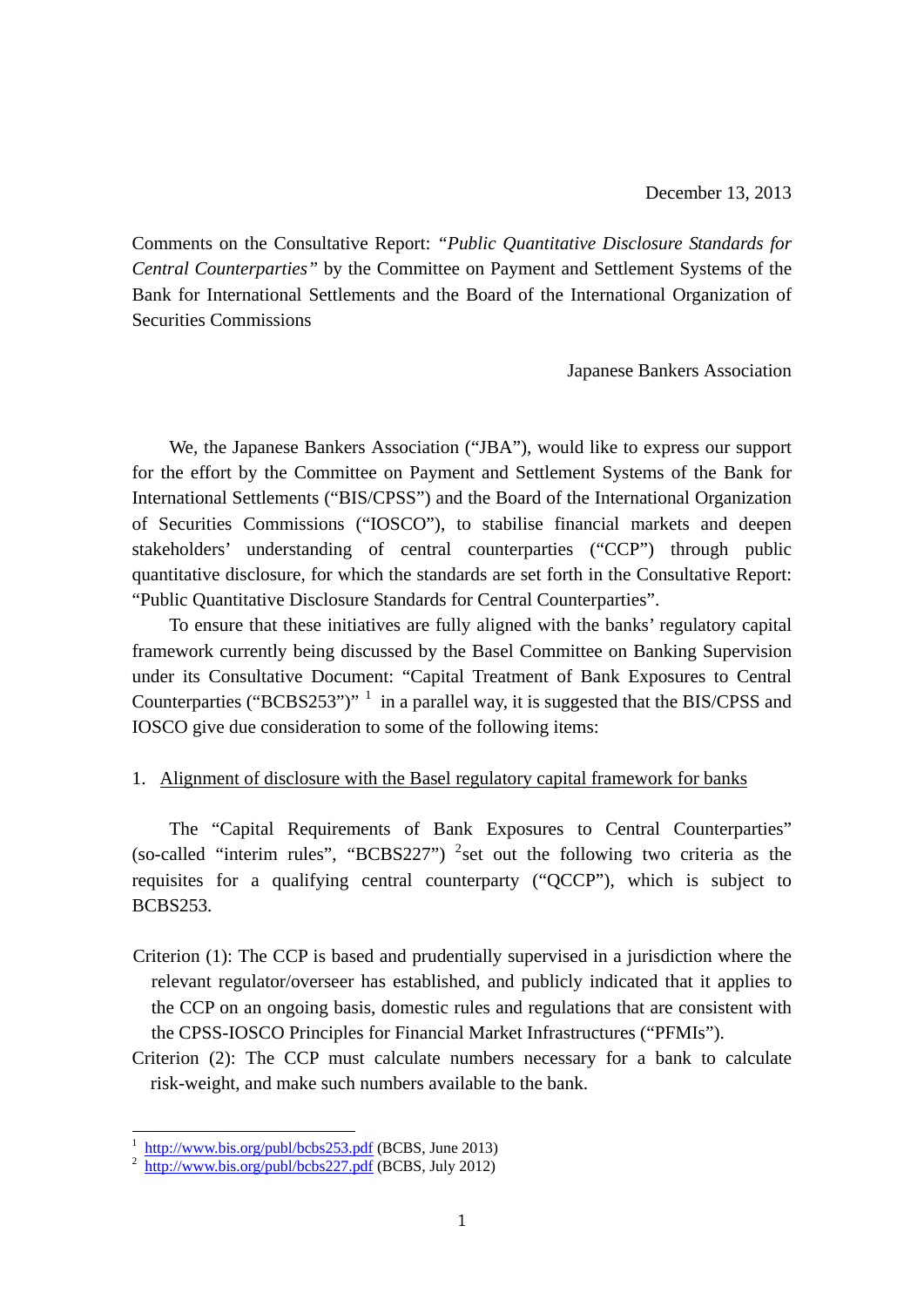December 13, 2013

Comments on the Consultative Report: *"Public Quantitative Disclosure Standards for Central Counterparties"* by the Committee on Payment and Settlement Systems of the Bank for International Settlements and the Board of the International Organization of Securities Commissions

Japanese Bankers Association

We, the Japanese Bankers Association ("JBA"), would like to express our support for the effort by the Committee on Payment and Settlement Systems of the Bank for International Settlements ("BIS/CPSS") and the Board of the International Organization of Securities Commissions ("IOSCO"), to stabilise financial markets and deepen stakeholders' understanding of central counterparties ("CCP") through public quantitative disclosure, for which the standards are set forth in the Consultative Report: "Public Quantitative Disclosure Standards for Central Counterparties".

To ensure that these initiatives are fully aligned with the banks' regulatory capital framework currently being discussed by the Basel Committee on Banking Supervision under its Consultative Document: "Capital Treatment of Bank Exposures to Central Counterparties ("BCBS253")" [1] in a parallel way, it is suggested that the BIS/CPSS and IOSCO give due consideration to some of the following items:

1. <u>Alignment of disclosure with the Basel regulatory capital framework for banks</u>

The "Capital Requirements of Bank Exposures to Central Counterparties" (so-called "interim rules", "BCBS227") [2] set out the following two criteria as the requisites for a qualifying central counterparty ("QCCP"), which is subject to BCBS253.

Criterion (1): The CCP is based and prudentially supervised in a jurisdiction where the relevant regulator/overseer has established, and publicly indicated that it applies to the CCP on an ongoing basis, domestic rules and regulations that are consistent with the CPSS-IOSCO Principles for Financial Market Infrastructures ("PFMIs").

Criterion (2): The CCP must calculate numbers necessary for a bank to calculate risk-weight, and make such numbers available to the bank.

---

[1] http://www.bis.org/publ/bcbs253.pdf (BCBS, June 2013)

[2] http://www.bis.org/publ/bcbs227.pdf (BCBS, July 2012)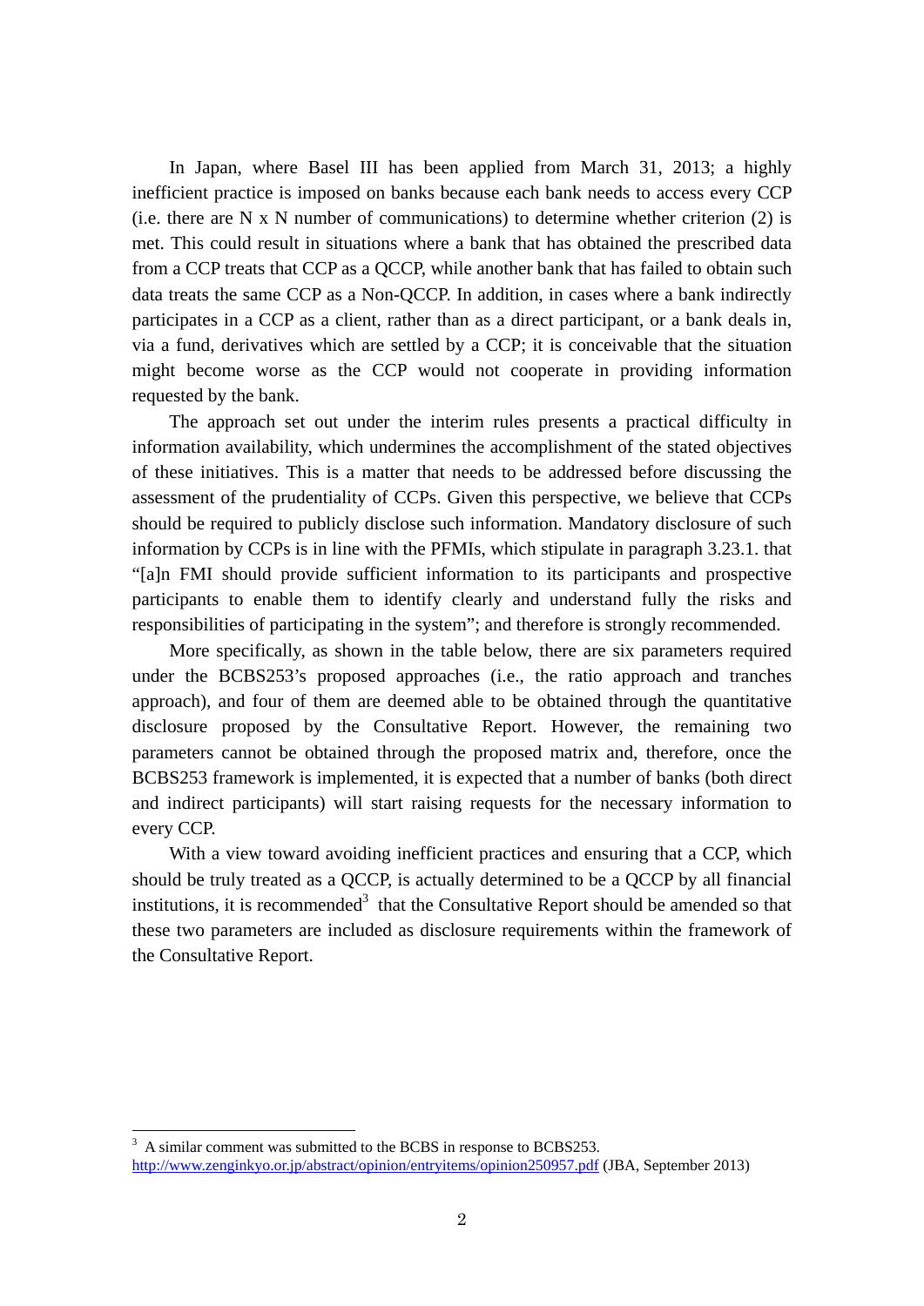In Japan, where Basel III has been applied from March 31, 2013; a highly inefficient practice is imposed on banks because each bank needs to access every CCP (i.e. there are N x N number of communications) to determine whether criterion (2) is met. This could result in situations where a bank that has obtained the prescribed data from a CCP treats that CCP as a QCCP, while another bank that has failed to obtain such data treats the same CCP as a Non-QCCP. In addition, in cases where a bank indirectly participates in a CCP as a client, rather than as a direct participant, or a bank deals in, via a fund, derivatives which are settled by a CCP; it is conceivable that the situation might become worse as the CCP would not cooperate in providing information requested by the bank.

The approach set out under the interim rules presents a practical difficulty in information availability, which undermines the accomplishment of the stated objectives of these initiatives. This is a matter that needs to be addressed before discussing the assessment of the prudentiality of CCPs. Given this perspective, we believe that CCPs should be required to publicly disclose such information. Mandatory disclosure of such information by CCPs is in line with the PFMIs, which stipulate in paragraph 3.23.1. that "[a]n FMI should provide sufficient information to its participants and prospective participants to enable them to identify clearly and understand fully the risks and responsibilities of participating in the system"; and therefore is strongly recommended.

More specifically, as shown in the table below, there are six parameters required under the BCBS253's proposed approaches (i.e., the ratio approach and tranches approach), and four of them are deemed able to be obtained through the quantitative disclosure proposed by the Consultative Report. However, the remaining two parameters cannot be obtained through the proposed matrix and, therefore, once the BCBS253 framework is implemented, it is expected that a number of banks (both direct and indirect participants) will start raising requests for the necessary information to every CCP.

With a view toward avoiding inefficient practices and ensuring that a CCP, which should be truly treated as a QCCP, is actually determined to be a QCCP by all financial institutions, it is recommended[3] that the Consultative Report should be amended so that these two parameters are included as disclosure requirements within the framework of the Consultative Report.

---

[3] A similar comment was submitted to the BCBS in response to BCBS253. http://www.zenginkyo.or.jp/abstract/opinion/entryitems/opinion250957.pdf (JBA, September 2013)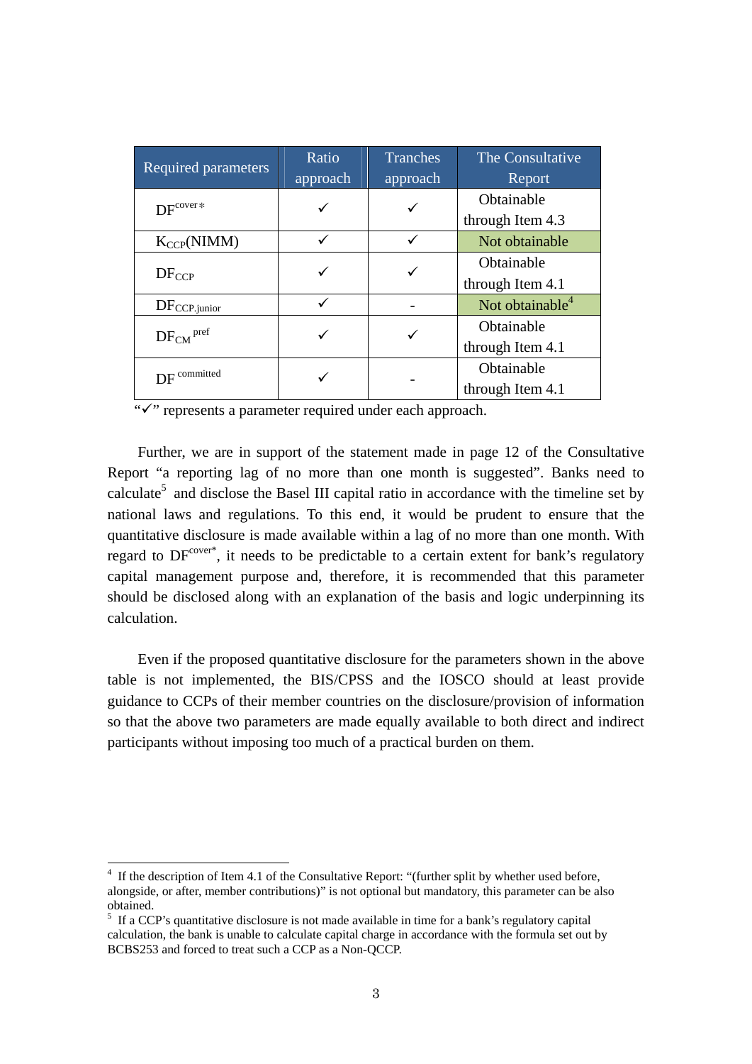| Required parameters | Ratio approach | Tranches approach | The Consultative Report |
|---|---|---|---|
| $DF^{cover*}$ | ✓ | ✓ | Obtainable through Item 4.3 |
| $K_{CCP}$(NIMM) | ✓ | ✓ | Not obtainable |
| $DF_{CCP}$ | ✓ | ✓ | Obtainable through Item 4.1 |
| $DF_{CCP.junior}$ | ✓ | - | Not obtainable[4] |
| $DF_{CM}^{pref}$ | ✓ | ✓ | Obtainable through Item 4.1 |
| $DF^{committed}$ | ✓ | - | Obtainable through Item 4.1 |

"✓" represents a parameter required under each approach.

Further, we are in support of the statement made in page 12 of the Consultative Report "a reporting lag of no more than one month is suggested". Banks need to calculate[5] and disclose the Basel III capital ratio in accordance with the timeline set by national laws and regulations. To this end, it would be prudent to ensure that the quantitative disclosure is made available within a lag of no more than one month. With regard to $DF^{cover*}$, it needs to be predictable to a certain extent for bank's regulatory capital management purpose and, therefore, it is recommended that this parameter should be disclosed along with an explanation of the basis and logic underpinning its calculation.

Even if the proposed quantitative disclosure for the parameters shown in the above table is not implemented, the BIS/CPSS and the IOSCO should at least provide guidance to CCPs of their member countries on the disclosure/provision of information so that the above two parameters are made equally available to both direct and indirect participants without imposing too much of a practical burden on them.

---

[4] If the description of Item 4.1 of the Consultative Report: "(further split by whether used before, alongside, or after, member contributions)" is not optional but mandatory, this parameter can be also obtained.

[5] If a CCP's quantitative disclosure is not made available in time for a bank's regulatory capital calculation, the bank is unable to calculate capital charge in accordance with the formula set out by BCBS253 and forced to treat such a CCP as a Non-QCCP.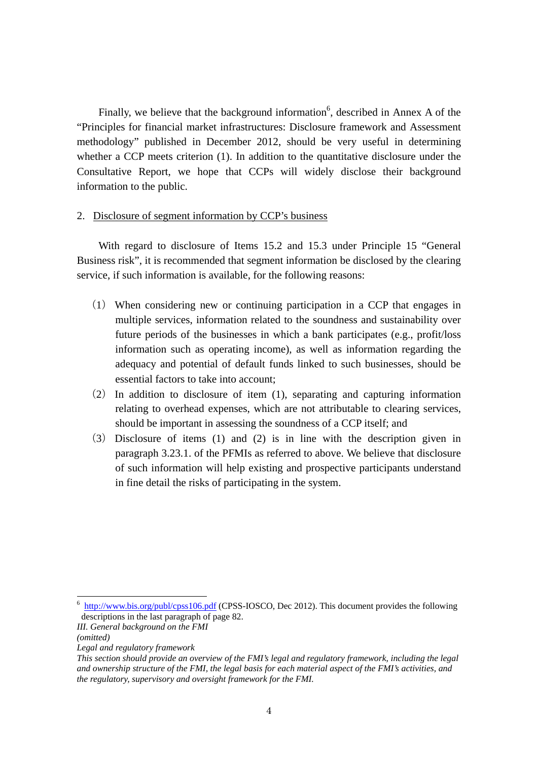Finally, we believe that the background information[6], described in Annex A of the "Principles for financial market infrastructures: Disclosure framework and Assessment methodology" published in December 2012, should be very useful in determining whether a CCP meets criterion (1). In addition to the quantitative disclosure under the Consultative Report, we hope that CCPs will widely disclose their background information to the public.

2. <u>Disclosure of segment information by CCP's business</u>

With regard to disclosure of Items 15.2 and 15.3 under Principle 15 "General Business risk", it is recommended that segment information be disclosed by the clearing service, if such information is available, for the following reasons:

(1) When considering new or continuing participation in a CCP that engages in multiple services, information related to the soundness and sustainability over future periods of the businesses in which a bank participates (e.g., profit/loss information such as operating income), as well as information regarding the adequacy and potential of default funds linked to such businesses, should be essential factors to take into account;

(2) In addition to disclosure of item (1), separating and capturing information relating to overhead expenses, which are not attributable to clearing services, should be important in assessing the soundness of a CCP itself; and

(3) Disclosure of items (1) and (2) is in line with the description given in paragraph 3.23.1. of the PFMIs as referred to above. We believe that disclosure of such information will help existing and prospective participants understand in fine detail the risks of participating in the system.

---

[6] http://www.bis.org/publ/cpss106.pdf (CPSS-IOSCO, Dec 2012). This document provides the following descriptions in the last paragraph of page 82.

*III. General background on the FMI*

*(omitted)*

*Legal and regulatory framework*

*This section should provide an overview of the FMI's legal and regulatory framework, including the legal and ownership structure of the FMI, the legal basis for each material aspect of the FMI's activities, and the regulatory, supervisory and oversight framework for the FMI.*